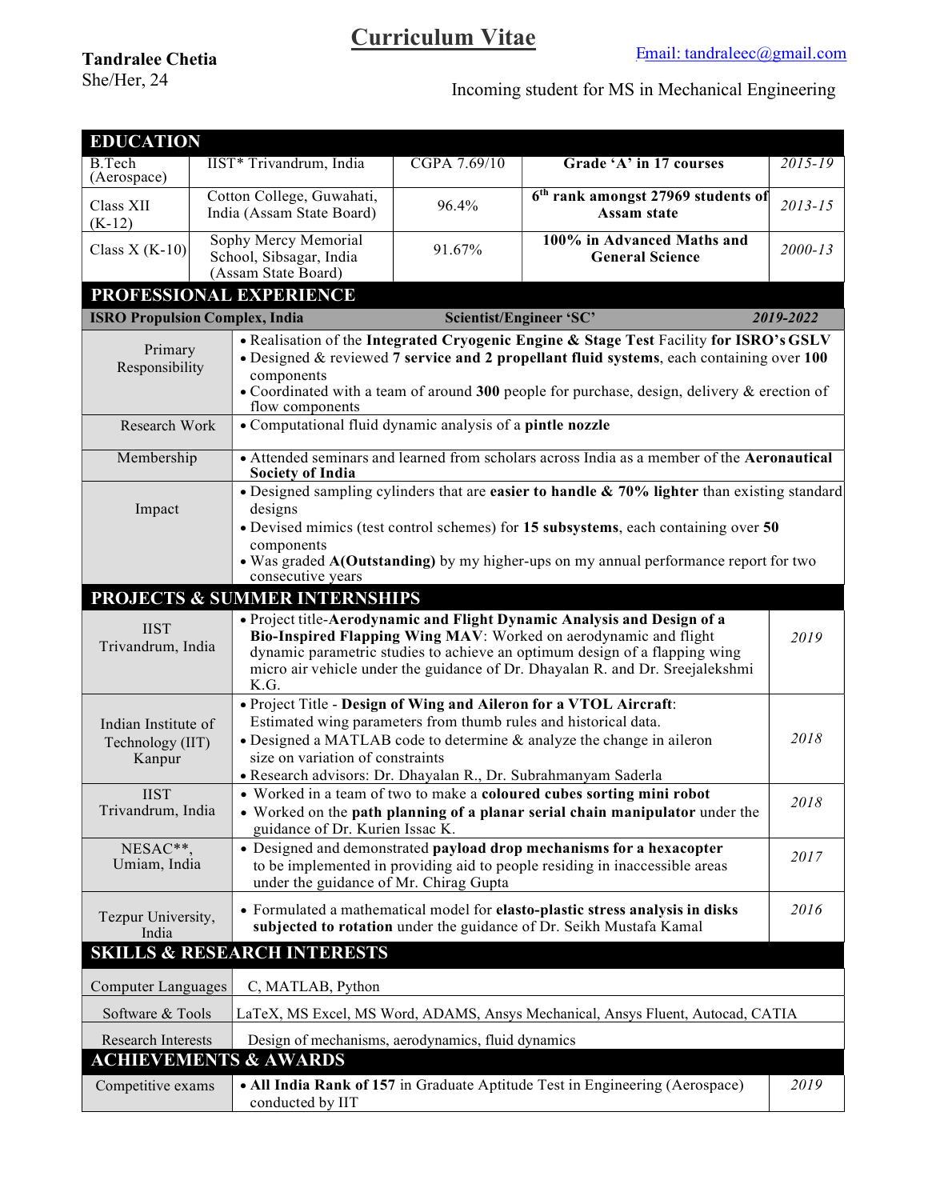# Curriculum Vitae

**Tandralee Chetia**
She/Her, 24

Email: tandraleec@gmail.com

Incoming student for MS in Mechanical Engineering

## EDUCATION

| | | | | |
|---|---|---|---|---|
| B.Tech (Aerospace) | IIST* Trivandrum, India | CGPA 7.69/10 | **Grade 'A' in 17 courses** | *2015-19* |
| Class XII (K-12) | Cotton College, Guwahati, India (Assam State Board) | 96.4% | **6th rank amongst 27969 students of Assam state** | *2013-15* |
| Class X (K-10) | Sophy Mercy Memorial School, Sibsagar, India (Assam State Board) | 91.67% | **100% in Advanced Maths and General Science** | *2000-13* |

## PROFESSIONAL EXPERIENCE

**ISRO Propulsion Complex, India** | **Scientist/Engineer 'SC'** | ***2019-2022***

| | |
|---|---|
| Primary Responsibility | • Realisation of the **Integrated Cryogenic Engine & Stage Test** Facility **for ISRO's GSLV**<br>• Designed & reviewed **7 service and 2 propellant fluid systems**, each containing over **100** components<br>• Coordinated with a team of around **300** people for purchase, design, delivery & erection of flow components |
| Research Work | • Computational fluid dynamic analysis of a **pintle nozzle** |
| Membership | • Attended seminars and learned from scholars across India as a member of the **Aeronautical Society of India** |
| Impact | • Designed sampling cylinders that are **easier to handle & 70% lighter** than existing standard designs<br>• Devised mimics (test control schemes) for **15 subsystems**, each containing over **50** components<br>• Was graded **A(Outstanding)** by my higher-ups on my annual performance report for two consecutive years |

## PROJECTS & SUMMER INTERNSHIPS

| | | |
|---|---|---|
| IIST Trivandrum, India | • Project title-**Aerodynamic and Flight Dynamic Analysis and Design of a Bio-Inspired Flapping Wing MAV**: Worked on aerodynamic and flight dynamic parametric studies to achieve an optimum design of a flapping wing micro air vehicle under the guidance of Dr. Dhayalan R. and Dr. Sreejalekshmi K.G. | *2019* |
| Indian Institute of Technology (IIT) Kanpur | • Project Title - **Design of Wing and Aileron for a VTOL Aircraft**: Estimated wing parameters from thumb rules and historical data.<br>• Designed a MATLAB code to determine & analyze the change in aileron size on variation of constraints<br>• Research advisors: Dr. Dhayalan R., Dr. Subrahmanyam Saderla | *2018* |
| IIST Trivandrum, India | • Worked in a team of two to make a **coloured cubes sorting mini robot**<br>• Worked on the **path planning of a planar serial chain manipulator** under the guidance of Dr. Kurien Issac K. | *2018* |
| NESAC**, Umiam, India | • Designed and demonstrated **payload drop mechanisms for a hexacopter** to be implemented in providing aid to people residing in inaccessible areas under the guidance of Mr. Chirag Gupta | *2017* |
| Tezpur University, India | • Formulated a mathematical model for **elasto-plastic stress analysis in disks subjected to rotation** under the guidance of Dr. Seikh Mustafa Kamal | *2016* |

## SKILLS & RESEARCH INTERESTS

| | |
|---|---|
| Computer Languages | C, MATLAB, Python |
| Software & Tools | LaTeX, MS Excel, MS Word, ADAMS, Ansys Mechanical, Ansys Fluent, Autocad, CATIA |
| Research Interests | Design of mechanisms, aerodynamics, fluid dynamics |

## ACHIEVEMENTS & AWARDS

| | | |
|---|---|---|
| Competitive exams | • **All India Rank of 157** in Graduate Aptitude Test in Engineering (Aerospace) conducted by IIT | *2019* |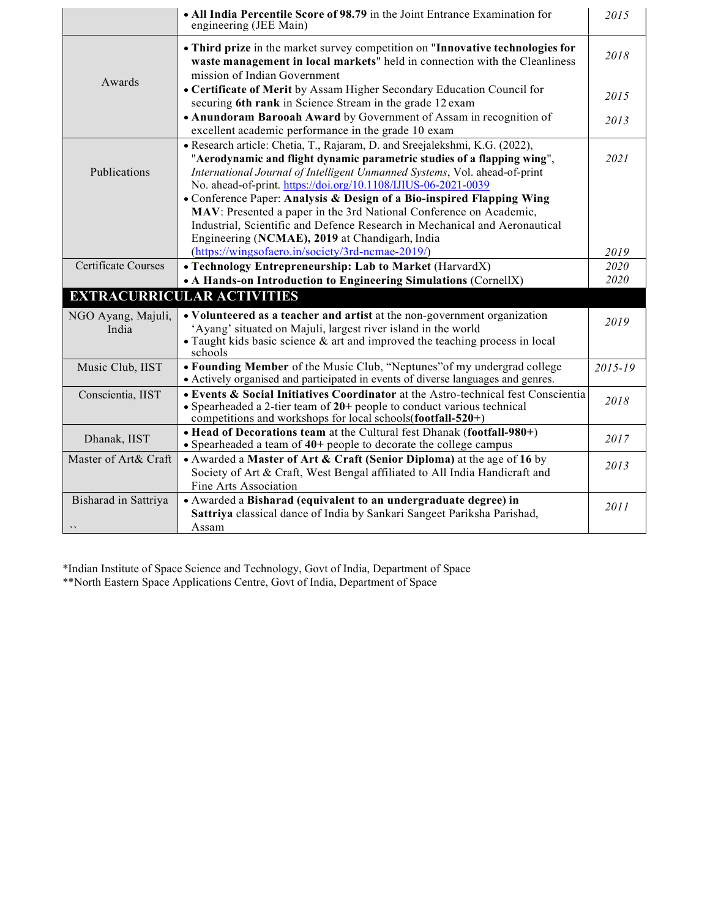| | | |
|---|---|---|
| | • **All India Percentile Score of 98.79** in the Joint Entrance Examination for engineering (JEE Main) | *2015* |
| Awards | • **Third prize** in the market survey competition on "**Innovative technologies for waste management in local markets**" held in connection with the Cleanliness mission of Indian Government<br>• **Certificate of Merit** by Assam Higher Secondary Education Council for securing **6th rank** in Science Stream in the grade 12 exam<br>• **Anundoram Barooah Award** by Government of Assam in recognition of excellent academic performance in the grade 10 exam | *2018*<br><br>*2015*<br><br>*2013* |
| Publications | • Research article: Chetia, T., Rajaram, D. and Sreejalekshmi, K.G. (2022), "**Aerodynamic and flight dynamic parametric studies of a flapping wing**", *International Journal of Intelligent Unmanned Systems*, Vol. ahead-of-print No. ahead-of-print. https://doi.org/10.1108/IJIUS-06-2021-0039<br>• Conference Paper: **Analysis & Design of a Bio-inspired Flapping Wing MAV**: Presented a paper in the 3rd National Conference on Academic, Industrial, Scientific and Defence Research in Mechanical and Aeronautical Engineering (**NCMAE), 2019** at Chandigarh, India (https://wingsofaero.in/society/3rd-ncmae-2019/) | *2021*<br><br>*2019* |
| Certificate Courses | • **Technology Entrepreneurship: Lab to Market** (HarvardX)<br>• **A Hands-on Introduction to Engineering Simulations** (CornellX) | *2020*<br>*2020* |

## EXTRACURRICULAR ACTIVITIES

| | | |
|---|---|---|
| NGO Ayang, Majuli, India | • **Volunteered as a teacher and artist** at the non-government organization 'Ayang' situated on Majuli, largest river island in the world<br>• Taught kids basic science & art and improved the teaching process in local schools | *2019* |
| Music Club, IIST | • **Founding Member** of the Music Club, "Neptunes"of my undergrad college<br>• Actively organised and participated in events of diverse languages and genres. | *2015-19* |
| Conscientia, IIST | • **Events & Social Initiatives Coordinator** at the Astro-technical fest Conscientia<br>• Spearheaded a 2-tier team of **20+** people to conduct various technical competitions and workshops for local schools(**footfall-520+**) | *2018* |
| Dhanak, IIST | • **Head of Decorations team** at the Cultural fest Dhanak (**footfall-980+**)<br>• Spearheaded a team of **40+** people to decorate the college campus | *2017* |
| Master of Art& Craft | • Awarded a **Master of Art & Craft (Senior Diploma)** at the age of **16** by Society of Art & Craft, West Bengal affiliated to All India Handicraft and Fine Arts Association | *2013* |
| Bisharad in Sattriya | • Awarded a **Bisharad (equivalent to an undergraduate degree) in Sattriya** classical dance of India by Sankari Sangeet Pariksha Parishad, Assam | *2011* |

*Indian Institute of Space Science and Technology, Govt of India, Department of Space
**North Eastern Space Applications Centre, Govt of India, Department of Space